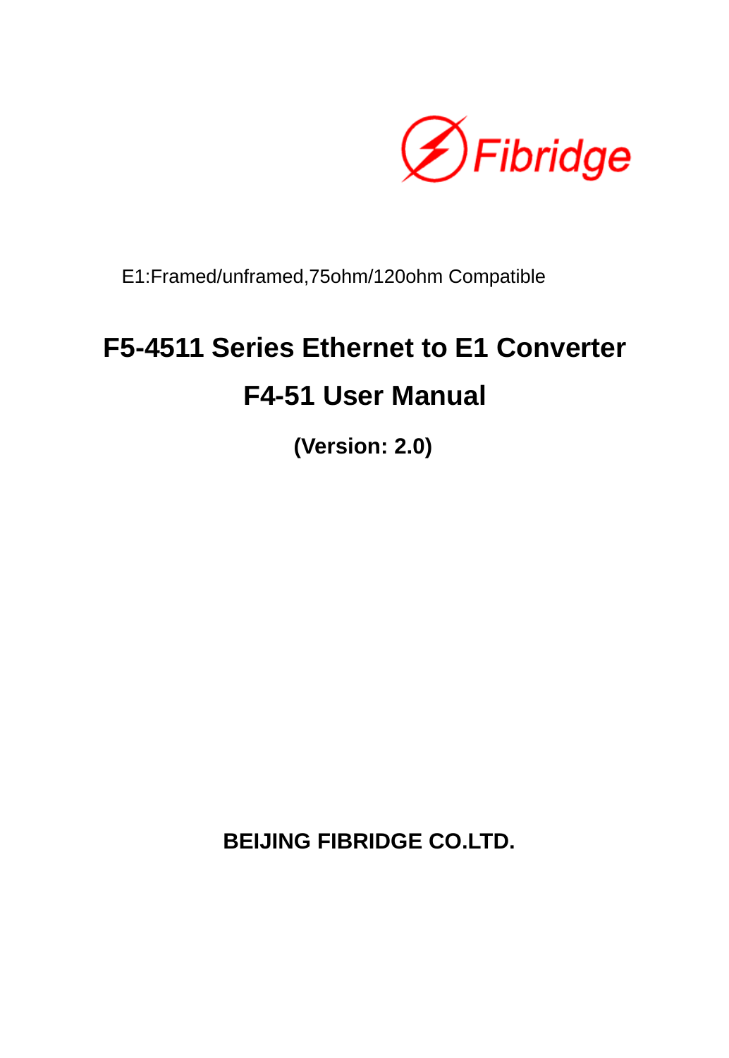Fibridge

E1:Framed/unframed,75ohm/120ohm Compatible

# F5-4511 Series Ethernet to E1 Converter

# F4-51 User Manual

**(Version: 2.0)**

**BEIJING FIBRIDGE CO.LTD.**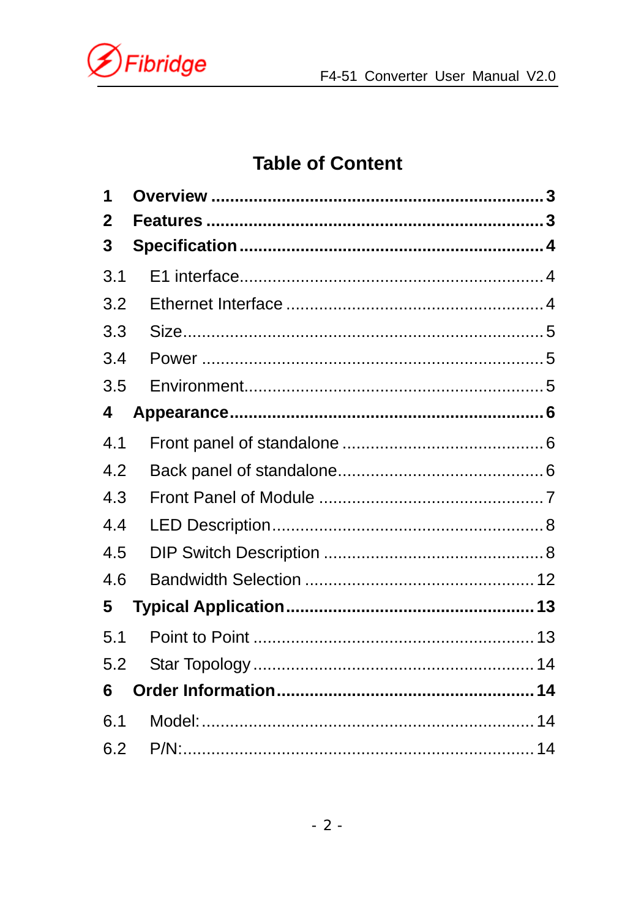## Table of Content

**1 Overview ........................................................................ 3**

**2 Features ........................................................................ 3**

**3 Specification .................................................................. 4**

3.1 E1 interface.................................................................. 4

3.2 Ethernet Interface ........................................................ 4

3.3 Size.............................................................................. 5

3.4 Power .......................................................................... 5

3.5 Environment................................................................. 5

**4 Appearance.................................................................... 6**

4.1 Front panel of standalone ............................................ 6

4.2 Back panel of standalone............................................. 6

4.3 Front Panel of Module ................................................. 7

4.4 LED Description........................................................... 8

4.5 DIP Switch Description ................................................ 8

4.6 Bandwidth Selection ................................................... 12

**5 Typical Application....................................................... 13**

5.1 Point to Point .............................................................. 13

5.2 Star Topology ............................................................. 14

**6 Order Information......................................................... 14**

6.1 Model:......................................................................... 14

6.2 P/N:............................................................................. 14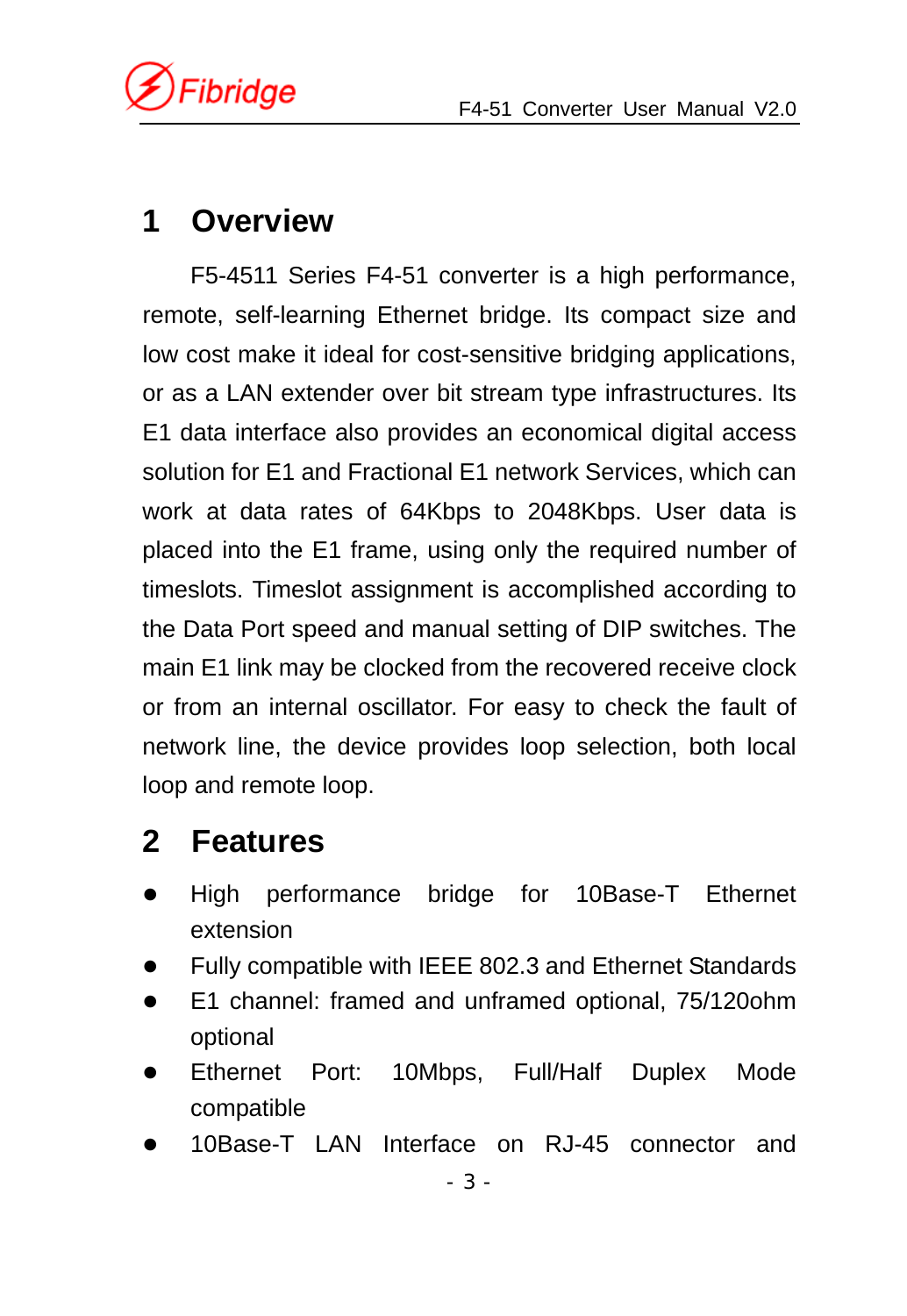# 1 Overview

F5-4511 Series F4-51 converter is a high performance, remote, self-learning Ethernet bridge. Its compact size and low cost make it ideal for cost-sensitive bridging applications, or as a LAN extender over bit stream type infrastructures. Its E1 data interface also provides an economical digital access solution for E1 and Fractional E1 network Services, which can work at data rates of 64Kbps to 2048Kbps. User data is placed into the E1 frame, using only the required number of timeslots. Timeslot assignment is accomplished according to the Data Port speed and manual setting of DIP switches. The main E1 link may be clocked from the recovered receive clock or from an internal oscillator. For easy to check the fault of network line, the device provides loop selection, both local loop and remote loop.

# 2 Features

- High performance bridge for 10Base-T Ethernet extension
- Fully compatible with IEEE 802.3 and Ethernet Standards
- E1 channel: framed and unframed optional, 75/120ohm optional
- Ethernet Port: 10Mbps, Full/Half Duplex Mode compatible
- 10Base-T LAN Interface on RJ-45 connector and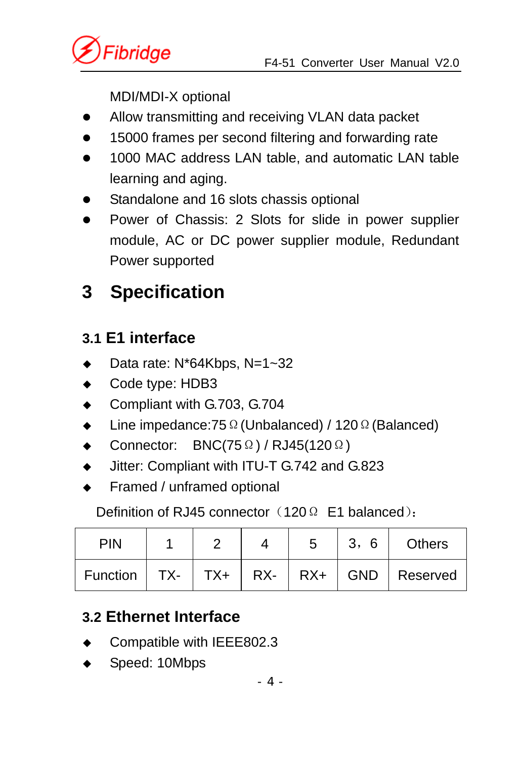MDI/MDI-X optional

- Allow transmitting and receiving VLAN data packet
- 15000 frames per second filtering and forwarding rate
- 1000 MAC address LAN table, and automatic LAN table learning and aging.
- Standalone and 16 slots chassis optional
- Power of Chassis: 2 Slots for slide in power supplier module, AC or DC power supplier module, Redundant Power supported

# 3 Specification

## 3.1 E1 interface

- Data rate: N*64Kbps, N=1~32
- Code type: HDB3
- Compliant with G.703, G.704
- Line impedance:75Ω(Unbalanced) / 120Ω(Balanced)
- Connector:   BNC(75Ω) / RJ45(120Ω)
- Jitter: Compliant with ITU-T G.742 and G.823
- Framed / unframed optional

Definition of RJ45 connector（120Ω  E1 balanced）:

| PIN | 1 | 2 | 4 | 5 | 3，6 | Others |
|---|---|---|---|---|---|---|
| Function | TX- | TX+ | RX- | RX+ | GND | Reserved |

## 3.2 Ethernet Interface

- Compatible with IEEE802.3
- Speed: 10Mbps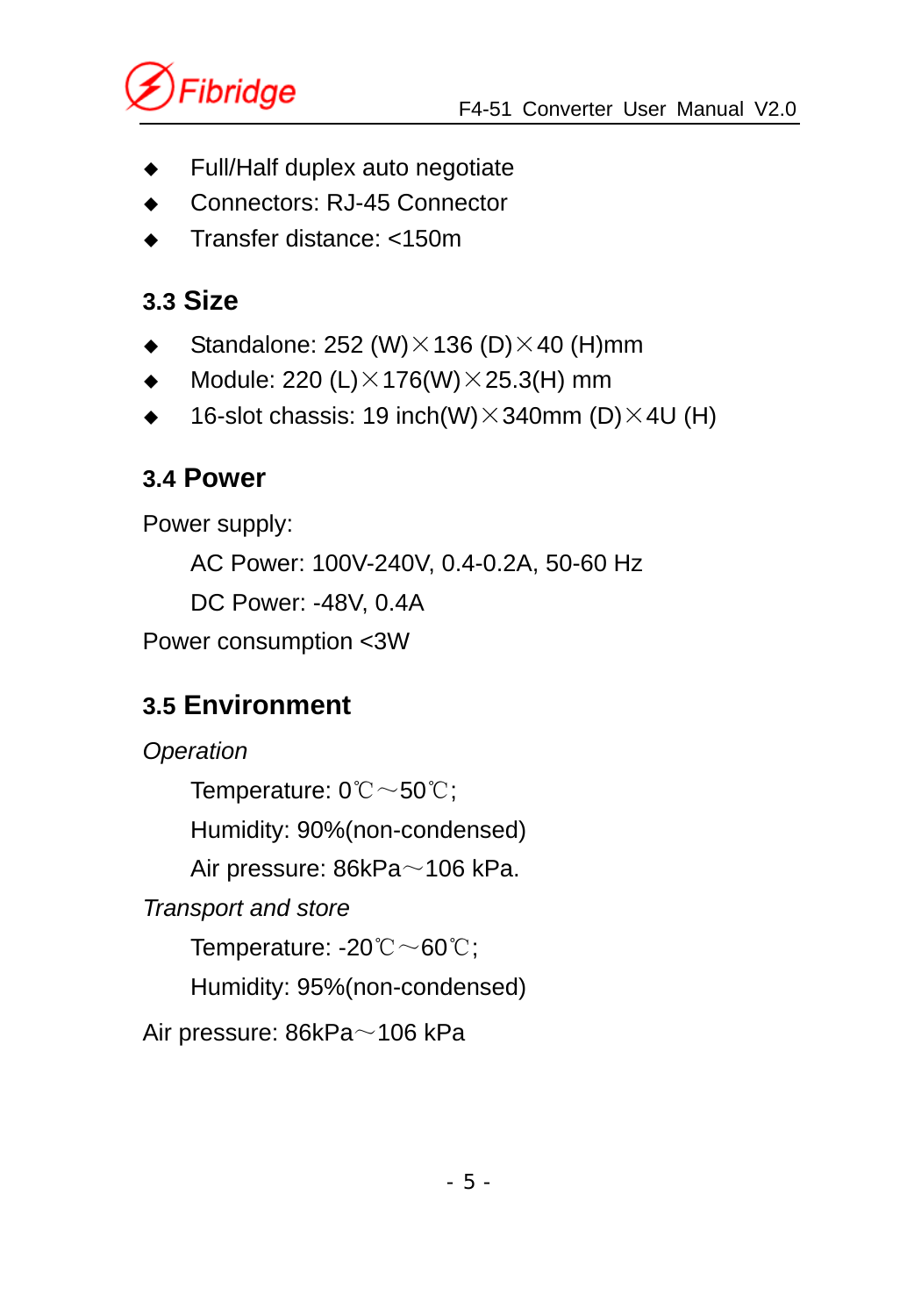- Full/Half duplex auto negotiate
- Connectors: RJ-45 Connector
- Transfer distance: <150m

## 3.3 Size

- Standalone: 252 (W)×136 (D)×40 (H)mm
- Module: 220 (L)×176(W)×25.3(H) mm
- 16-slot chassis: 19 inch(W)×340mm (D)×4U (H)

## 3.4 Power

Power supply:

AC Power: 100V-240V, 0.4-0.2A, 50-60 Hz

DC Power: -48V, 0.4A

Power consumption <3W

## 3.5 Environment

*Operation*

Temperature: 0℃～50℃;

Humidity: 90%(non-condensed)

Air pressure: 86kPa～106 kPa.

*Transport and store*

Temperature: -20℃～60℃;

Humidity: 95%(non-condensed)

Air pressure: 86kPa～106 kPa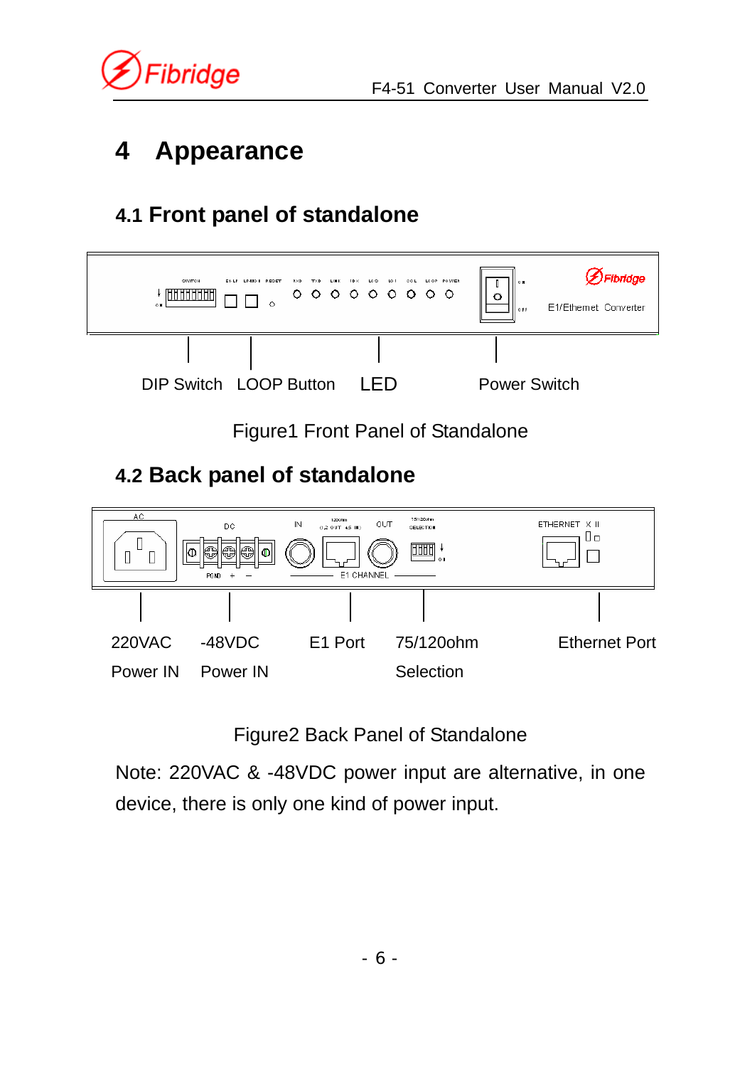# 4 Appearance

## 4.1 Front panel of standalone

DIP Switch LOOP Button LED Power Switch

Figure1 Front Panel of Standalone

## 4.2 Back panel of standalone

220VAC Power IN -48VDC Power IN E1 Port 75/120ohm Selection Ethernet Port

Figure2 Back Panel of Standalone

Note: 220VAC & -48VDC power input are alternative, in one device, there is only one kind of power input.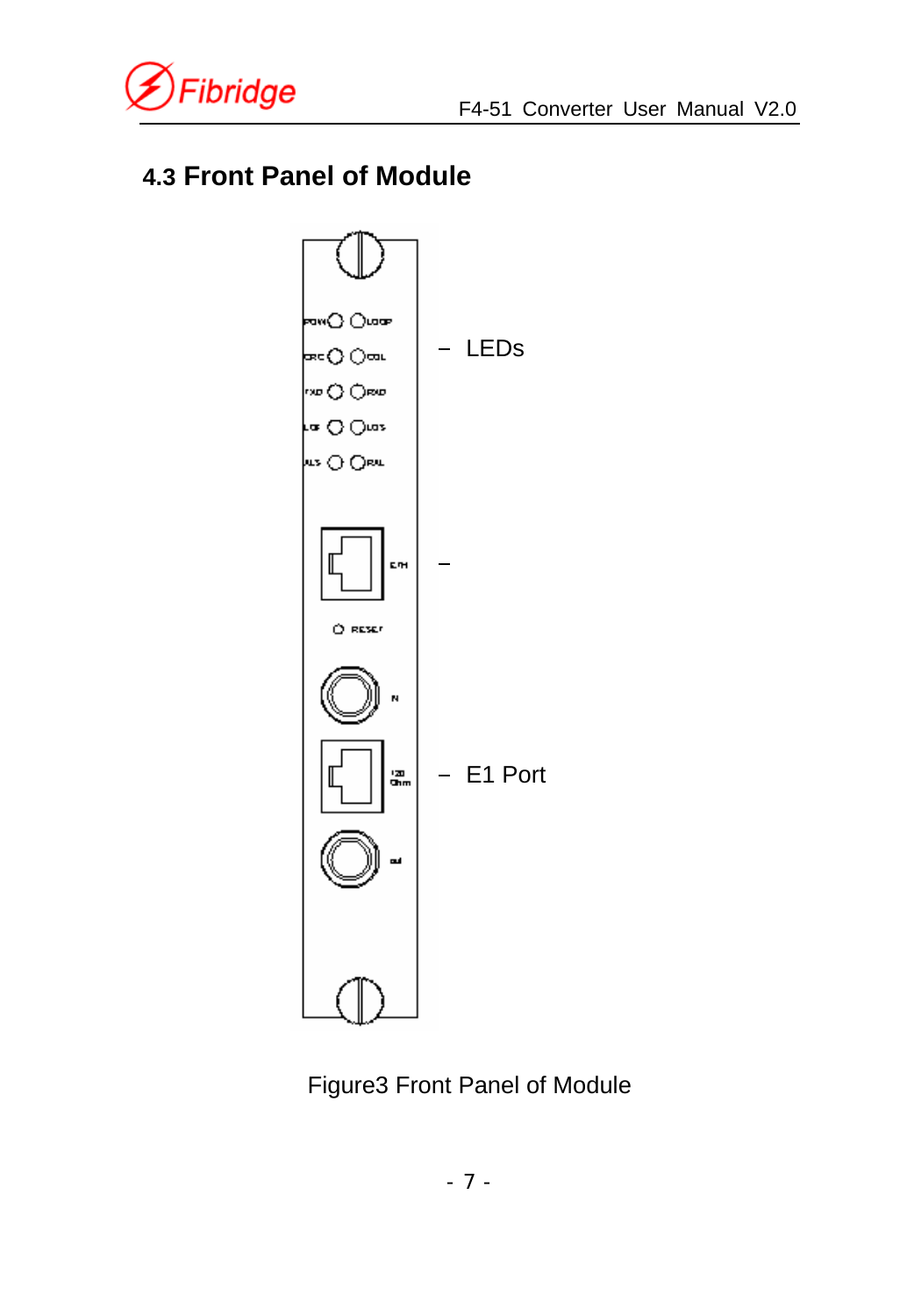## 4.3 Front Panel of Module

– LEDs

–

– E1 Port

Figure3 Front Panel of Module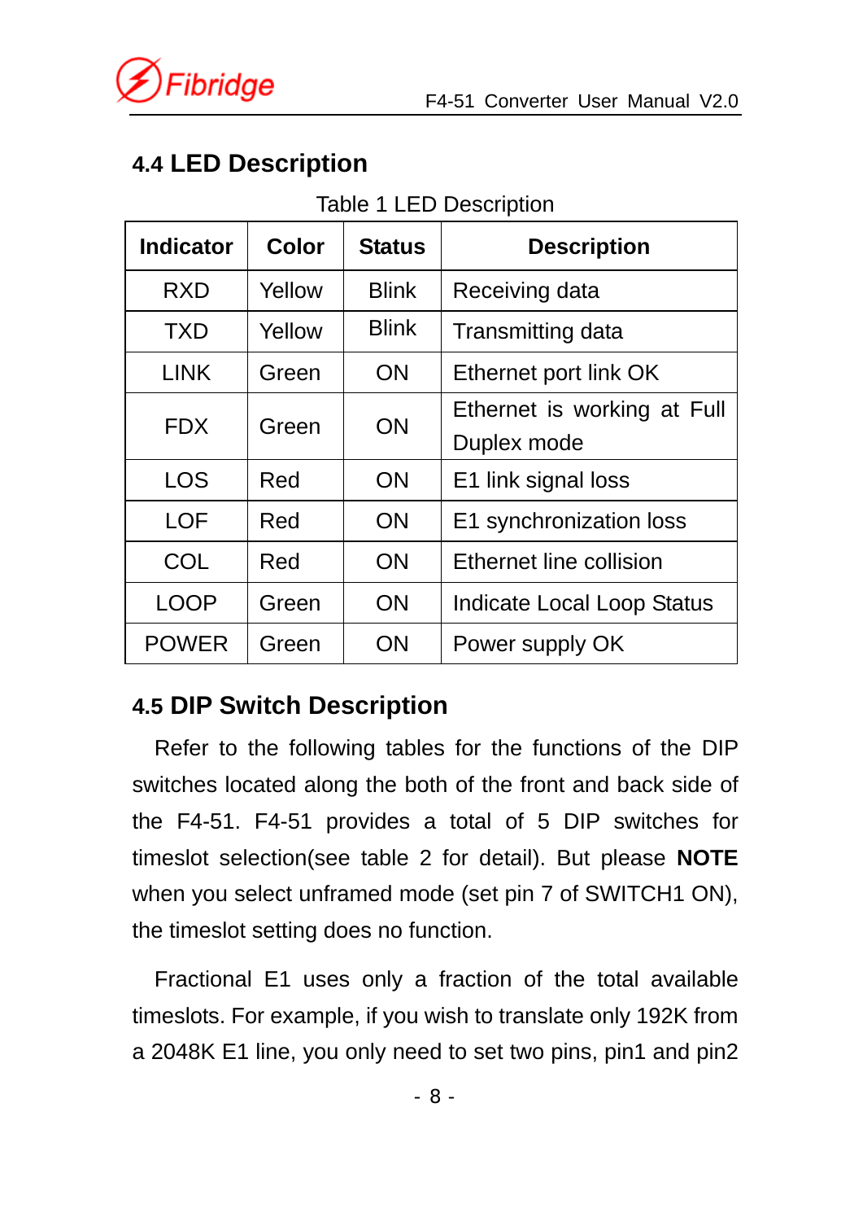## 4.4 LED Description

Table 1 LED Description

| Indicator | Color | Status | Description |
|---|---|---|---|
| RXD | Yellow | Blink | Receiving data |
| TXD | Yellow | Blink | Transmitting data |
| LINK | Green | ON | Ethernet port link OK |
| FDX | Green | ON | Ethernet is working at Full Duplex mode |
| LOS | Red | ON | E1 link signal loss |
| LOF | Red | ON | E1 synchronization loss |
| COL | Red | ON | Ethernet line collision |
| LOOP | Green | ON | Indicate Local Loop Status |
| POWER | Green | ON | Power supply OK |

## 4.5 DIP Switch Description

Refer to the following tables for the functions of the DIP switches located along the both of the front and back side of the F4-51. F4-51 provides a total of 5 DIP switches for timeslot selection(see table 2 for detail). But please **NOTE** when you select unframed mode (set pin 7 of SWITCH1 ON), the timeslot setting does no function.

Fractional E1 uses only a fraction of the total available timeslots. For example, if you wish to translate only 192K from a 2048K E1 line, you only need to set two pins, pin1 and pin2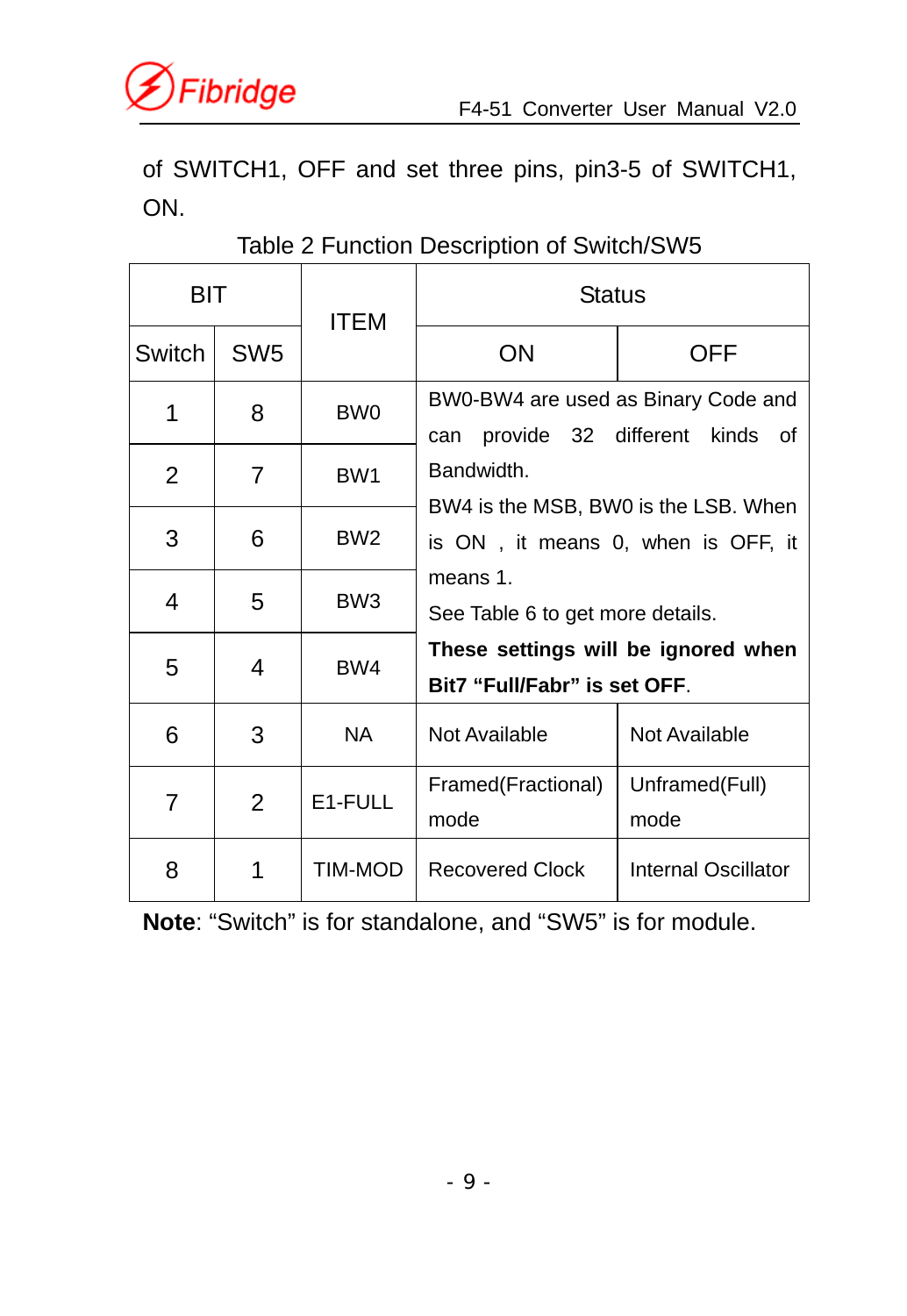of SWITCH1, OFF and set three pins, pin3-5 of SWITCH1, ON.

Table 2 Function Description of Switch/SW5

| BIT | | ITEM | Status | |
|---|---|---|---|---|
| Switch | SW5 | | ON | OFF |
| 1 | 8 | BW0 | BW0-BW4 are used as Binary Code and can provide 32 different kinds of Bandwidth. BW4 is the MSB, BW0 is the LSB. When is ON , it means 0, when is OFF, it means 1. See Table 6 to get more details. **These settings will be ignored when Bit7 "Full/Fabr" is set OFF**. | |
| 2 | 7 | BW1 | | |
| 3 | 6 | BW2 | | |
| 4 | 5 | BW3 | | |
| 5 | 4 | BW4 | | |
| 6 | 3 | NA | Not Available | Not Available |
| 7 | 2 | E1-FULL | Framed(Fractional) mode | Unframed(Full) mode |
| 8 | 1 | TIM-MOD | Recovered Clock | Internal Oscillator |

**Note**: "Switch" is for standalone, and "SW5" is for module.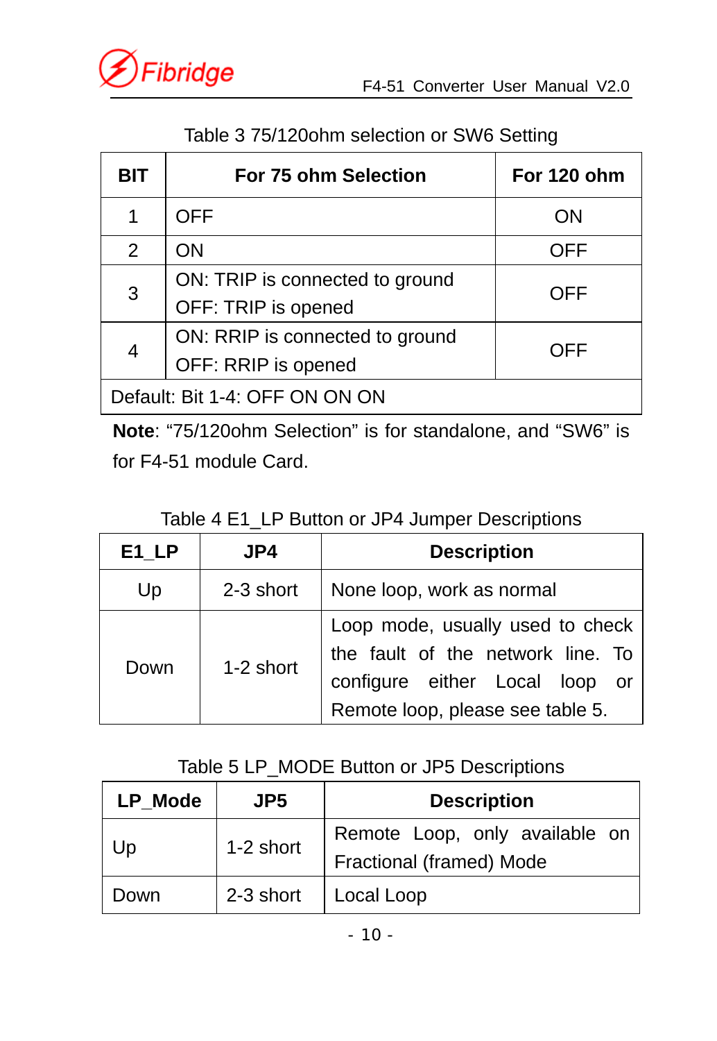Table 3 75/120ohm selection or SW6 Setting

| BIT | For 75 ohm Selection | For 120 ohm |
|---|---|---|
| 1 | OFF | ON |
| 2 | ON | OFF |
| 3 | ON: TRIP is connected to ground<br>OFF: TRIP is opened | OFF |
| 4 | ON: RRIP is connected to ground<br>OFF: RRIP is opened | OFF |
| Default: Bit 1-4: OFF ON ON ON | | |

**Note**: "75/120ohm Selection" is for standalone, and "SW6" is for F4-51 module Card.

Table 4 E1_LP Button or JP4 Jumper Descriptions

| E1_LP | JP4 | Description |
|---|---|---|
| Up | 2-3 short | None loop, work as normal |
| Down | 1-2 short | Loop mode, usually used to check the fault of the network line. To configure either Local loop or Remote loop, please see table 5. |

Table 5 LP_MODE Button or JP5 Descriptions

| LP_Mode | JP5 | Description |
|---|---|---|
| Up | 1-2 short | Remote Loop, only available on Fractional (framed) Mode |
| Down | 2-3 short | Local Loop |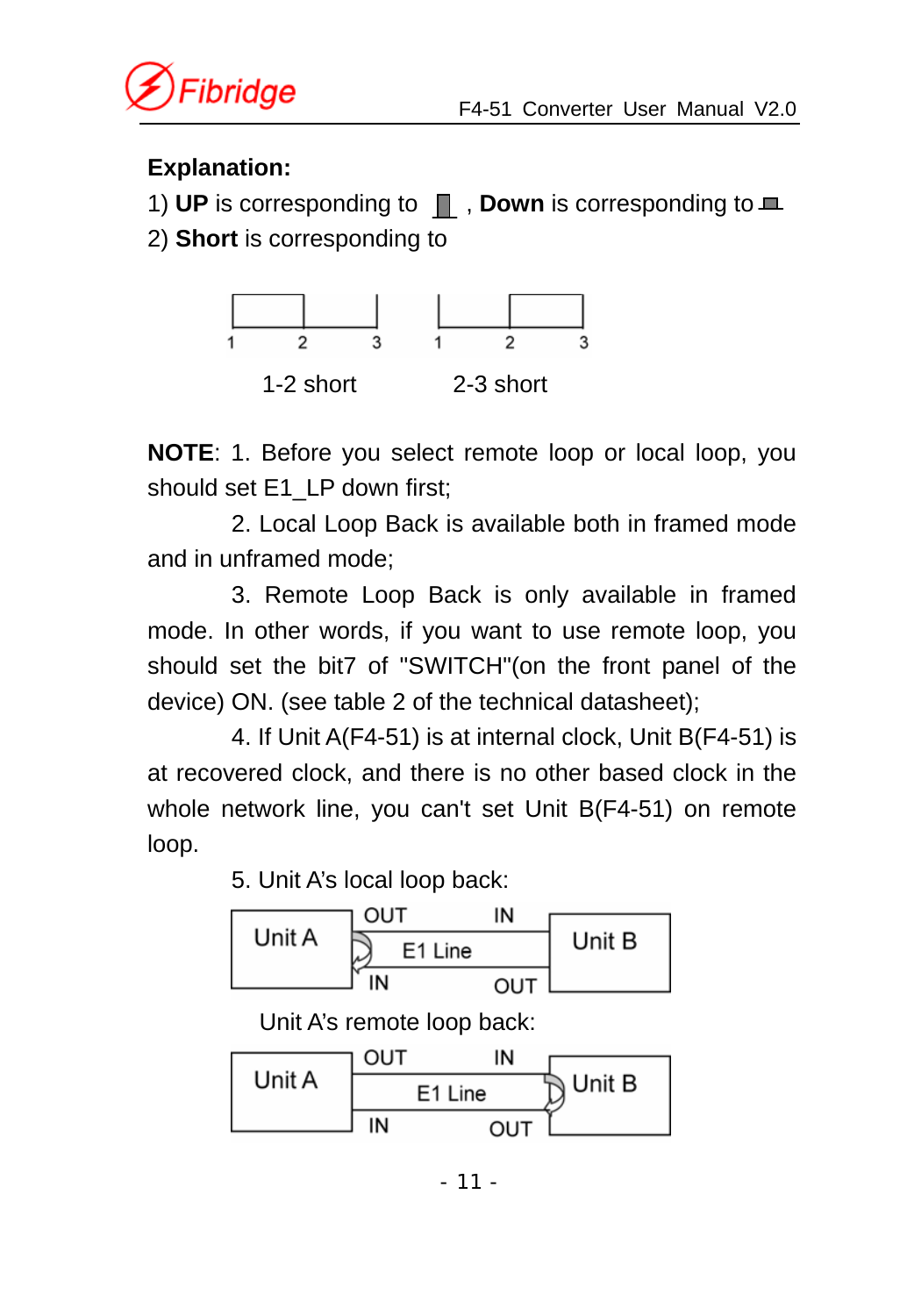**Explanation:**

1) **UP** is corresponding to ▮ , **Down** is corresponding to ▬

2) **Short** is corresponding to

1-2 short　　　2-3 short

**NOTE**: 1. Before you select remote loop or local loop, you should set E1_LP down first;

2. Local Loop Back is available both in framed mode and in unframed mode;

3. Remote Loop Back is only available in framed mode. In other words, if you want to use remote loop, you should set the bit7 of "SWITCH"(on the front panel of the device) ON. (see table 2 of the technical datasheet);

4. If Unit A(F4-51) is at internal clock, Unit B(F4-51) is at recovered clock, and there is no other based clock in the whole network line, you can't set Unit B(F4-51) on remote loop.

5. Unit A's local loop back:

Unit A's remote loop back: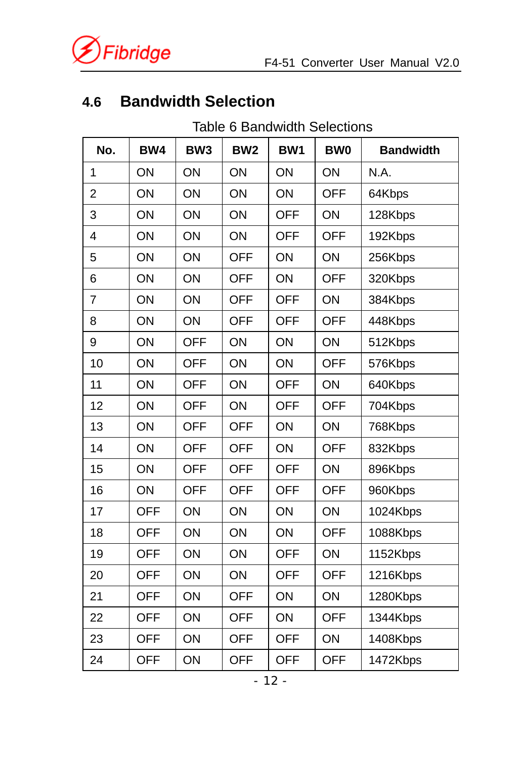## 4.6 Bandwidth Selection

Table 6 Bandwidth Selections

| No. | BW4 | BW3 | BW2 | BW1 | BW0 | Bandwidth |
|---|---|---|---|---|---|---|
| 1 | ON | ON | ON | ON | ON | N.A. |
| 2 | ON | ON | ON | ON | OFF | 64Kbps |
| 3 | ON | ON | ON | OFF | ON | 128Kbps |
| 4 | ON | ON | ON | OFF | OFF | 192Kbps |
| 5 | ON | ON | OFF | ON | ON | 256Kbps |
| 6 | ON | ON | OFF | ON | OFF | 320Kbps |
| 7 | ON | ON | OFF | OFF | ON | 384Kbps |
| 8 | ON | ON | OFF | OFF | OFF | 448Kbps |
| 9 | ON | OFF | ON | ON | ON | 512Kbps |
| 10 | ON | OFF | ON | ON | OFF | 576Kbps |
| 11 | ON | OFF | ON | OFF | ON | 640Kbps |
| 12 | ON | OFF | ON | OFF | OFF | 704Kbps |
| 13 | ON | OFF | OFF | ON | ON | 768Kbps |
| 14 | ON | OFF | OFF | ON | OFF | 832Kbps |
| 15 | ON | OFF | OFF | OFF | ON | 896Kbps |
| 16 | ON | OFF | OFF | OFF | OFF | 960Kbps |
| 17 | OFF | ON | ON | ON | ON | 1024Kbps |
| 18 | OFF | ON | ON | ON | OFF | 1088Kbps |
| 19 | OFF | ON | ON | OFF | ON | 1152Kbps |
| 20 | OFF | ON | ON | OFF | OFF | 1216Kbps |
| 21 | OFF | ON | OFF | ON | ON | 1280Kbps |
| 22 | OFF | ON | OFF | ON | OFF | 1344Kbps |
| 23 | OFF | ON | OFF | OFF | ON | 1408Kbps |
| 24 | OFF | ON | OFF | OFF | OFF | 1472Kbps |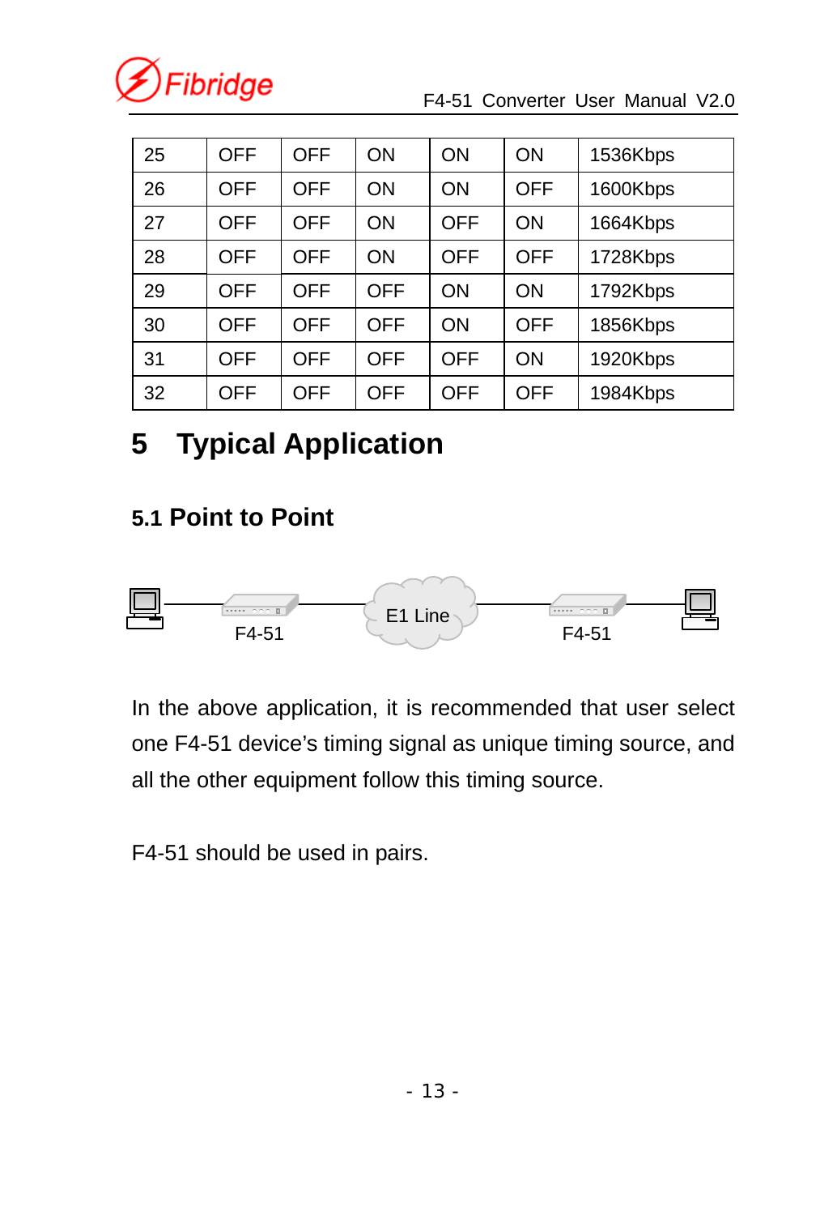| 25 | OFF | OFF | ON | ON | ON | 1536Kbps |
|---|---|---|---|---|---|---|
| 26 | OFF | OFF | ON | ON | OFF | 1600Kbps |
| 27 | OFF | OFF | ON | OFF | ON | 1664Kbps |
| 28 | OFF | OFF | ON | OFF | OFF | 1728Kbps |
| 29 | OFF | OFF | OFF | ON | ON | 1792Kbps |
| 30 | OFF | OFF | OFF | ON | OFF | 1856Kbps |
| 31 | OFF | OFF | OFF | OFF | ON | 1920Kbps |
| 32 | OFF | OFF | OFF | OFF | OFF | 1984Kbps |

# 5 Typical Application

## 5.1 Point to Point

F4-51 E1 Line F4-51

In the above application, it is recommended that user select one F4-51 device's timing signal as unique timing source, and all the other equipment follow this timing source.

F4-51 should be used in pairs.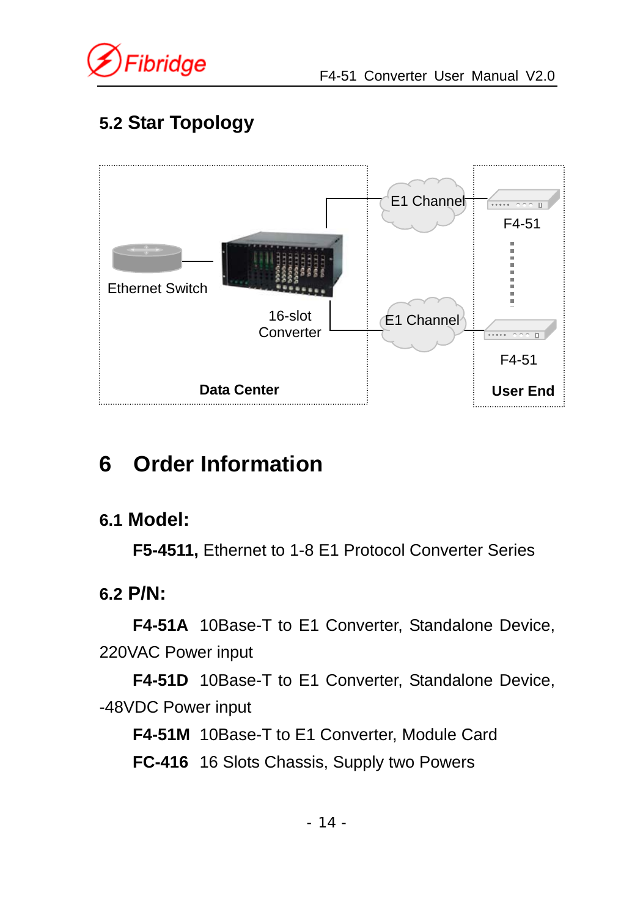## 5.2 Star Topology

E1 Channel

F4-51

Ethernet Switch

16-slot Converter

E1 Channel

F4-51

Data Center

User End

# 6 Order Information

## 6.1 Model:

**F5-4511,** Ethernet to 1-8 E1 Protocol Converter Series

## 6.2 P/N:

**F4-51A** 10Base-T to E1 Converter, Standalone Device, 220VAC Power input

**F4-51D** 10Base-T to E1 Converter, Standalone Device, -48VDC Power input

**F4-51M** 10Base-T to E1 Converter, Module Card

**FC-416** 16 Slots Chassis, Supply two Powers